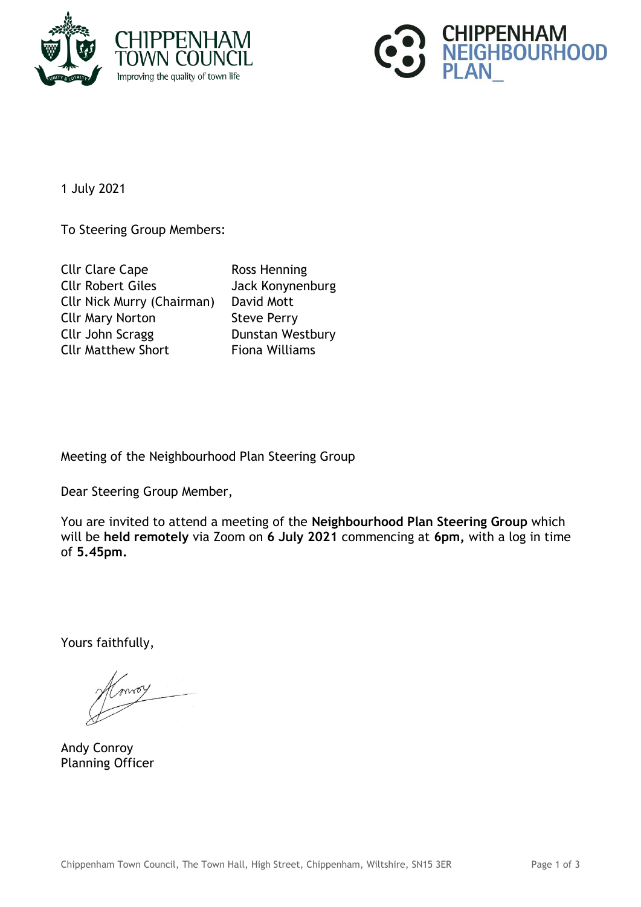1 July 2021

To Steering Group Members:

| | |
|---|---|
| Cllr Clare Cape | Ross Henning |
| Cllr Robert Giles | Jack Konynenburg |
| Cllr Nick Murry (Chairman) | David Mott |
| Cllr Mary Norton | Steve Perry |
| Cllr John Scragg | Dunstan Westbury |
| Cllr Matthew Short | Fiona Williams |

Meeting of the Neighbourhood Plan Steering Group

Dear Steering Group Member,

You are invited to attend a meeting of the **Neighbourhood Plan Steering Group** which will be **held remotely** via Zoom on **6 July 2021** commencing at **6pm,** with a log in time of **5.45pm.**

Yours faithfully,

Andy Conroy
Planning Officer

Chippenham Town Council, The Town Hall, High Street, Chippenham, Wiltshire, SN15 3ER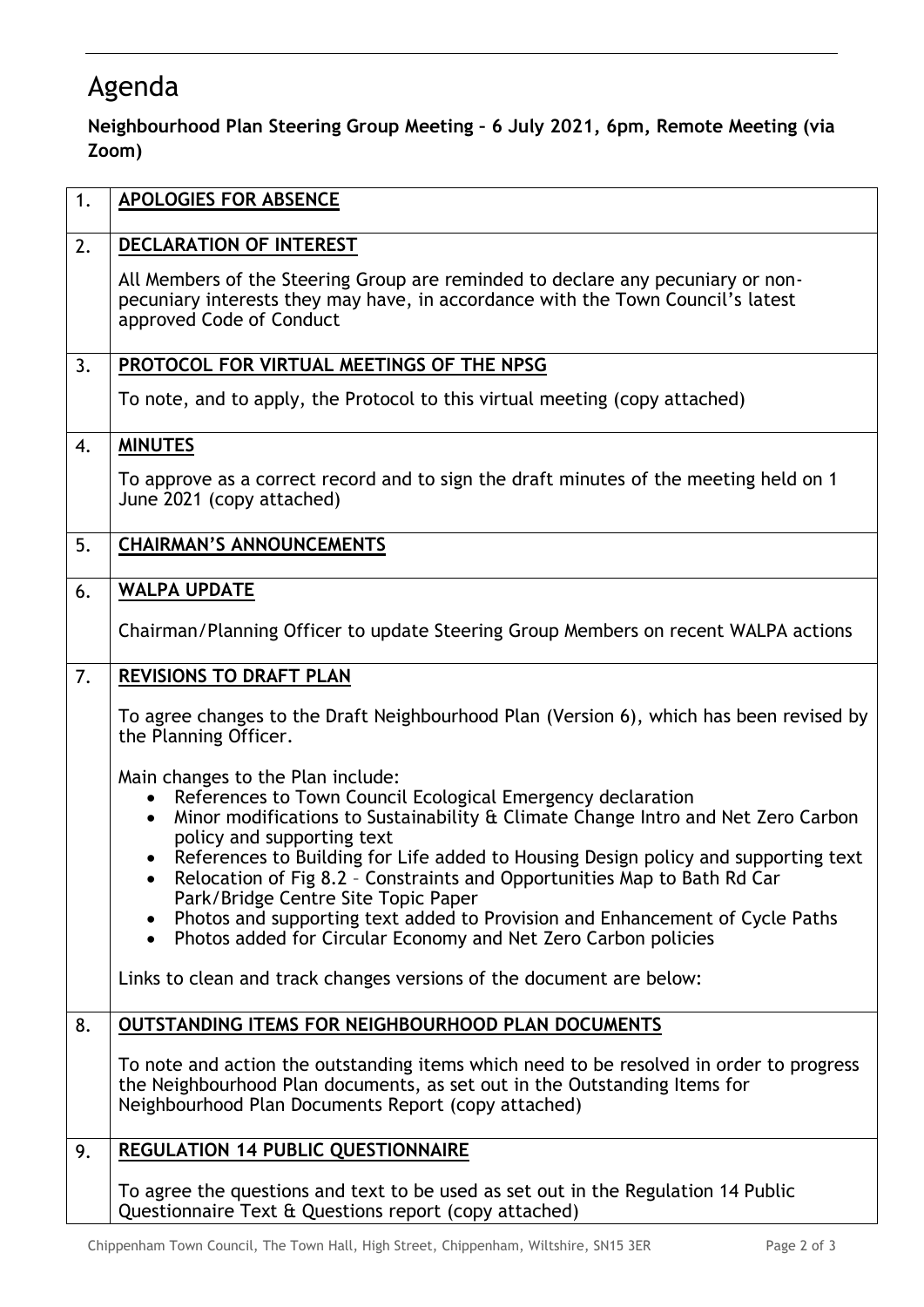# Agenda

**Neighbourhood Plan Steering Group Meeting – 6 July 2021, 6pm, Remote Meeting (via Zoom)**

| | |
|---|---|
| 1. | **APOLOGIES FOR ABSENCE** |
| 2. | **DECLARATION OF INTEREST**<br><br>All Members of the Steering Group are reminded to declare any pecuniary or non-pecuniary interests they may have, in accordance with the Town Council's latest approved Code of Conduct |
| 3. | **PROTOCOL FOR VIRTUAL MEETINGS OF THE NPSG**<br><br>To note, and to apply, the Protocol to this virtual meeting (copy attached) |
| 4. | **MINUTES**<br><br>To approve as a correct record and to sign the draft minutes of the meeting held on 1 June 2021 (copy attached) |
| 5. | **CHAIRMAN'S ANNOUNCEMENTS** |
| 6. | **WALPA UPDATE**<br><br>Chairman/Planning Officer to update Steering Group Members on recent WALPA actions |
| 7. | **REVISIONS TO DRAFT PLAN**<br><br>To agree changes to the Draft Neighbourhood Plan (Version 6), which has been revised by the Planning Officer.<br><br>Main changes to the Plan include:<br>• References to Town Council Ecological Emergency declaration<br>• Minor modifications to Sustainability & Climate Change Intro and Net Zero Carbon policy and supporting text<br>• References to Building for Life added to Housing Design policy and supporting text<br>• Relocation of Fig 8.2 – Constraints and Opportunities Map to Bath Rd Car Park/Bridge Centre Site Topic Paper<br>• Photos and supporting text added to Provision and Enhancement of Cycle Paths<br>• Photos added for Circular Economy and Net Zero Carbon policies<br><br>Links to clean and track changes versions of the document are below: |
| 8. | **OUTSTANDING ITEMS FOR NEIGHBOURHOOD PLAN DOCUMENTS**<br><br>To note and action the outstanding items which need to be resolved in order to progress the Neighbourhood Plan documents, as set out in the Outstanding Items for Neighbourhood Plan Documents Report (copy attached) |
| 9. | **REGULATION 14 PUBLIC QUESTIONNAIRE**<br><br>To agree the questions and text to be used as set out in the Regulation 14 Public Questionnaire Text & Questions report (copy attached) |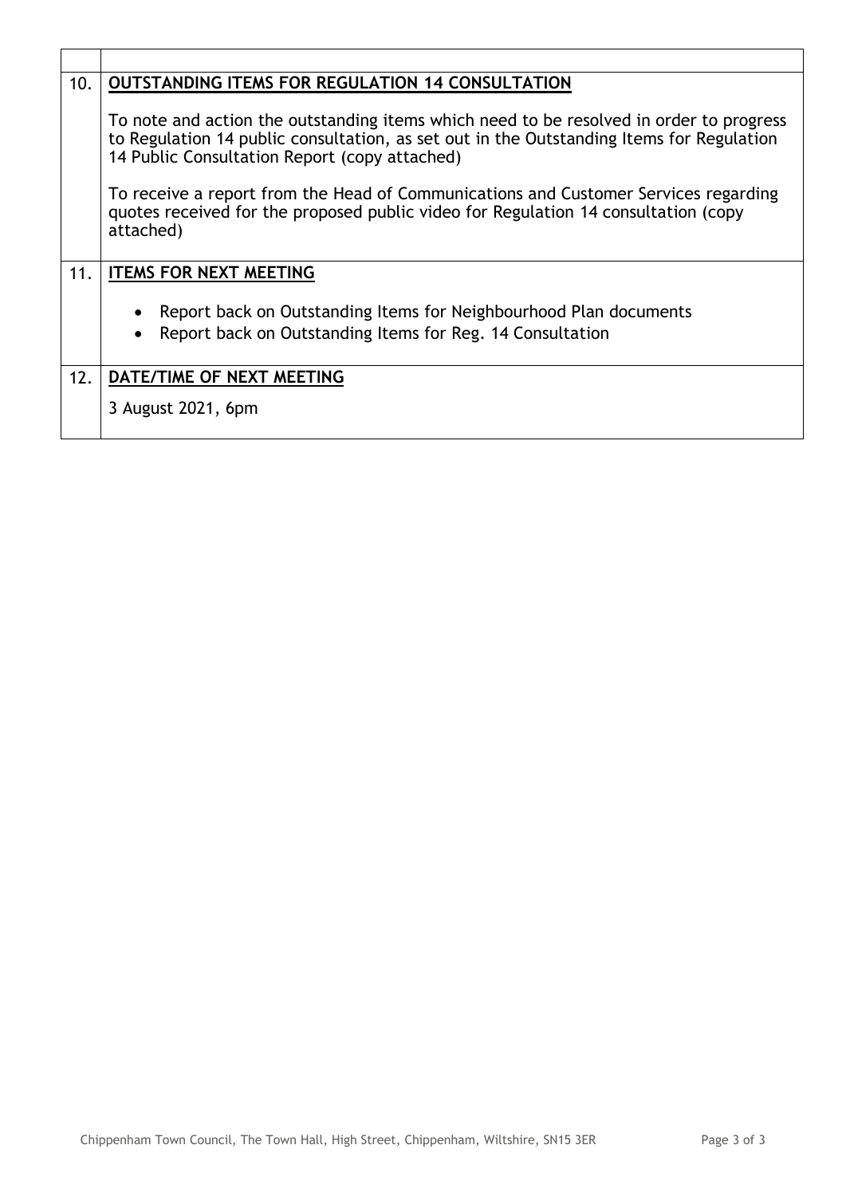| | |
|---|---|
| | |
| 10. | **OUTSTANDING ITEMS FOR REGULATION 14 CONSULTATION**<br><br>To note and action the outstanding items which need to be resolved in order to progress to Regulation 14 public consultation, as set out in the Outstanding Items for Regulation 14 Public Consultation Report (copy attached)<br><br>To receive a report from the Head of Communications and Customer Services regarding quotes received for the proposed public video for Regulation 14 consultation (copy attached) |
| 11. | **ITEMS FOR NEXT MEETING**<br><br>• Report back on Outstanding Items for Neighbourhood Plan documents<br>• Report back on Outstanding Items for Reg. 14 Consultation |
| 12. | **DATE/TIME OF NEXT MEETING**<br><br>3 August 2021, 6pm |

Chippenham Town Council, The Town Hall, High Street, Chippenham, Wiltshire, SN15 3ER